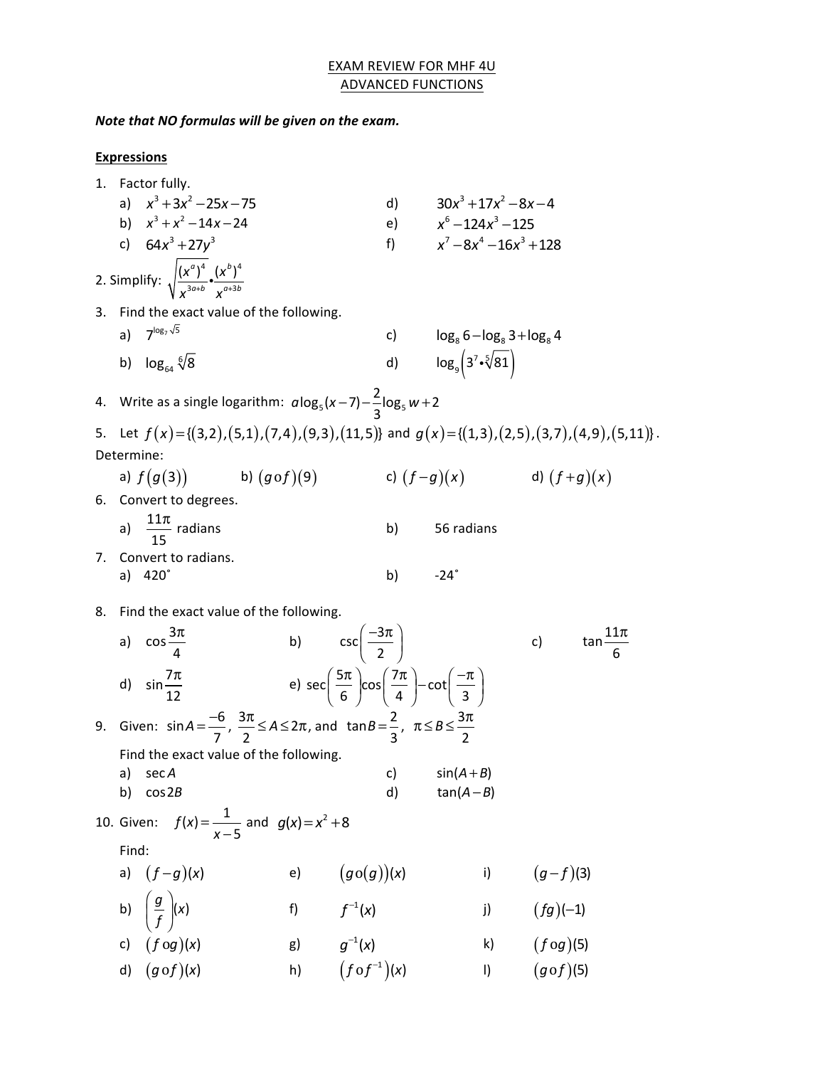EXAM REVIEW FOR MHF 4U

ADVANCED FUNCTIONS

***Note that NO formulas will be given on the exam.***

**Expressions**

1. Factor fully.
   a) $x^3+3x^2-25x-75$
   b) $x^3+x^2-14x-24$
   c) $64x^3+27y^3$
   d) $30x^3+17x^2-8x-4$
   e) $x^6-124x^3-125$
   f) $x^7-8x^4-16x^3+128$

2. Simplify: $\sqrt{\dfrac{(x^a)^4}{x^{3a+b}} \bullet \dfrac{(x^b)^4}{x^{a+3b}}}$

3. Find the exact value of the following.
   a) $7^{\log_7 \sqrt{5}}$
   b) $\log_{64} \sqrt[6]{8}$
   c) $\log_8 6 - \log_8 3 + \log_8 4$
   d) $\log_9\left(3^7 \bullet \sqrt[5]{81}\right)$

4. Write as a single logarithm: $a\log_5(x-7)-\dfrac{2}{3}\log_5 w+2$

5. Let $f(x)=\{(3,2),(5,1),(7,4),(9,3),(11,5)\}$ and $g(x)=\{(1,3),(2,5),(3,7),(4,9),(5,11)\}$. Determine:
   a) $f(g(3))$
   b) $(g \circ f)(9)$
   c) $(f-g)(x)$
   d) $(f+g)(x)$

6. Convert to degrees.
   a) $\dfrac{11\pi}{15}$ radians
   b) 56 radians

7. Convert to radians.
   a) 420˚
   b) -24˚

8. Find the exact value of the following.
   a) $\cos\dfrac{3\pi}{4}$
   b) $\csc\left(\dfrac{-3\pi}{2}\right)$
   c) $\tan\dfrac{11\pi}{6}$
   d) $\sin\dfrac{7\pi}{12}$
   e) $\sec\left(\dfrac{5\pi}{6}\right)\cos\left(\dfrac{7\pi}{4}\right)-\cot\left(\dfrac{-\pi}{3}\right)$

9. Given: $\sin A=\dfrac{-6}{7}$, $\dfrac{3\pi}{2}\le A\le 2\pi$, and $\tan B=\dfrac{2}{3}$, $\pi \le B \le \dfrac{3\pi}{2}$

   Find the exact value of the following.
   a) $\sec A$
   b) $\cos 2B$
   c) $\sin(A+B)$
   d) $\tan(A-B)$

10. Given: $f(x)=\dfrac{1}{x-5}$ and $g(x)=x^2+8$

    Find:
    a) $(f-g)(x)$
    b) $\left(\dfrac{g}{f}\right)(x)$
    c) $(f \circ g)(x)$
    d) $(g \circ f)(x)$
    e) $(g \circ (g))(x)$
    f) $f^{-1}(x)$
    g) $g^{-1}(x)$
    h) $(f \circ f^{-1})(x)$
    i) $(g-f)(3)$
    j) $(fg)(-1)$
    k) $(f \circ g)(5)$
    l) $(g \circ f)(5)$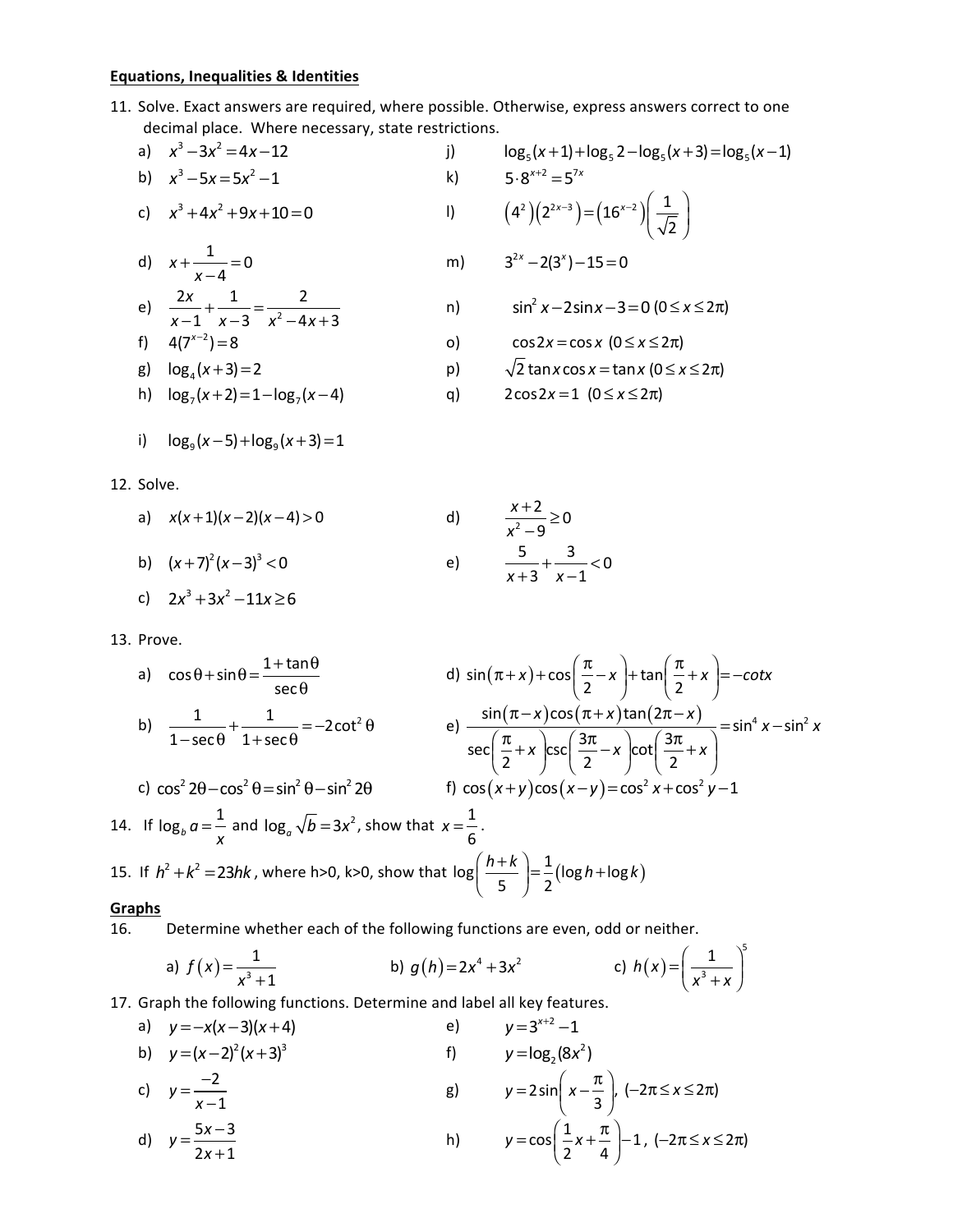**Equations, Inequalities & Identities**

11. Solve. Exact answers are required, where possible. Otherwise, express answers correct to one decimal place. Where necessary, state restrictions.

a) $x^3 - 3x^2 = 4x - 12$

b) $x^3 - 5x = 5x^2 - 1$

c) $x^3 + 4x^2 + 9x + 10 = 0$

d) $x + \dfrac{1}{x-4} = 0$

e) $\dfrac{2x}{x-1} + \dfrac{1}{x-3} = \dfrac{2}{x^2 - 4x + 3}$

f) $4(7^{x-2}) = 8$

g) $\log_4(x+3) = 2$

h) $\log_7(x+2) = 1 - \log_7(x-4)$

i) $\log_9(x-5) + \log_9(x+3) = 1$

j) $\log_5(x+1) + \log_5 2 - \log_5(x+3) = \log_5(x-1)$

k) $5 \cdot 8^{x+2} = 5^{7x}$

l) $\left(4^2\right)\left(2^{2x-3}\right) = \left(16^{x-2}\right)\left(\dfrac{1}{\sqrt{2}}\right)$

m) $3^{2x} - 2(3^x) - 15 = 0$

n) $\sin^2 x - 2\sin x - 3 = 0 \ (0 \le x \le 2\pi)$

o) $\cos 2x = \cos x \ (0 \le x \le 2\pi)$

p) $\sqrt{2}\tan x \cos x = \tan x \ (0 \le x \le 2\pi)$

q) $2\cos 2x = 1 \ (0 \le x \le 2\pi)$

12. Solve.

a) $x(x+1)(x-2)(x-4) > 0$

b) $(x+7)^2(x-3)^3 < 0$

c) $2x^3 + 3x^2 - 11x \ge 6$

d) $\dfrac{x+2}{x^2 - 9} \ge 0$

e) $\dfrac{5}{x+3} + \dfrac{3}{x-1} < 0$

13. Prove.

a) $\cos\theta + \sin\theta = \dfrac{1 + \tan\theta}{\sec\theta}$

b) $\dfrac{1}{1 - \sec\theta} + \dfrac{1}{1 + \sec\theta} = -2\cot^2\theta$

c) $\cos^2 2\theta - \cos^2\theta = \sin^2\theta - \sin^2 2\theta$

d) $\sin(\pi + x) + \cos\left(\dfrac{\pi}{2} - x\right) + \tan\left(\dfrac{\pi}{2} + x\right) = -\cot x$

e) $\dfrac{\sin(\pi - x)\cos(\pi + x)\tan(2\pi - x)}{\sec\left(\dfrac{\pi}{2} + x\right)\csc\left(\dfrac{3\pi}{2} - x\right)\cot\left(\dfrac{3\pi}{2} + x\right)} = \sin^4 x - \sin^2 x$

f) $\cos(x+y)\cos(x-y) = \cos^2 x + \cos^2 y - 1$

14. If $\log_b a = \dfrac{1}{x}$ and $\log_a \sqrt{b} = 3x^2$, show that $x = \dfrac{1}{6}$.

15. If $h^2 + k^2 = 23hk$, where h>0, k>0, show that $\log\left(\dfrac{h+k}{5}\right) = \dfrac{1}{2}(\log h + \log k)$

**Graphs**

16. Determine whether each of the following functions are even, odd or neither.

a) $f(x) = \dfrac{1}{x^3 + 1}$

b) $g(h) = 2x^4 + 3x^2$

c) $h(x) = \left(\dfrac{1}{x^3 + x}\right)^5$

17. Graph the following functions. Determine and label all key features.

a) $y = -x(x-3)(x+4)$

b) $y = (x-2)^2(x+3)^3$

c) $y = \dfrac{-2}{x-1}$

d) $y = \dfrac{5x-3}{2x+1}$

e) $y = 3^{x+2} - 1$

f) $y = \log_2(8x^2)$

g) $y = 2\sin\left(x - \dfrac{\pi}{3}\right), \ (-2\pi \le x \le 2\pi)$

h) $y = \cos\left(\dfrac{1}{2}x + \dfrac{\pi}{4}\right) - 1, \ (-2\pi \le x \le 2\pi)$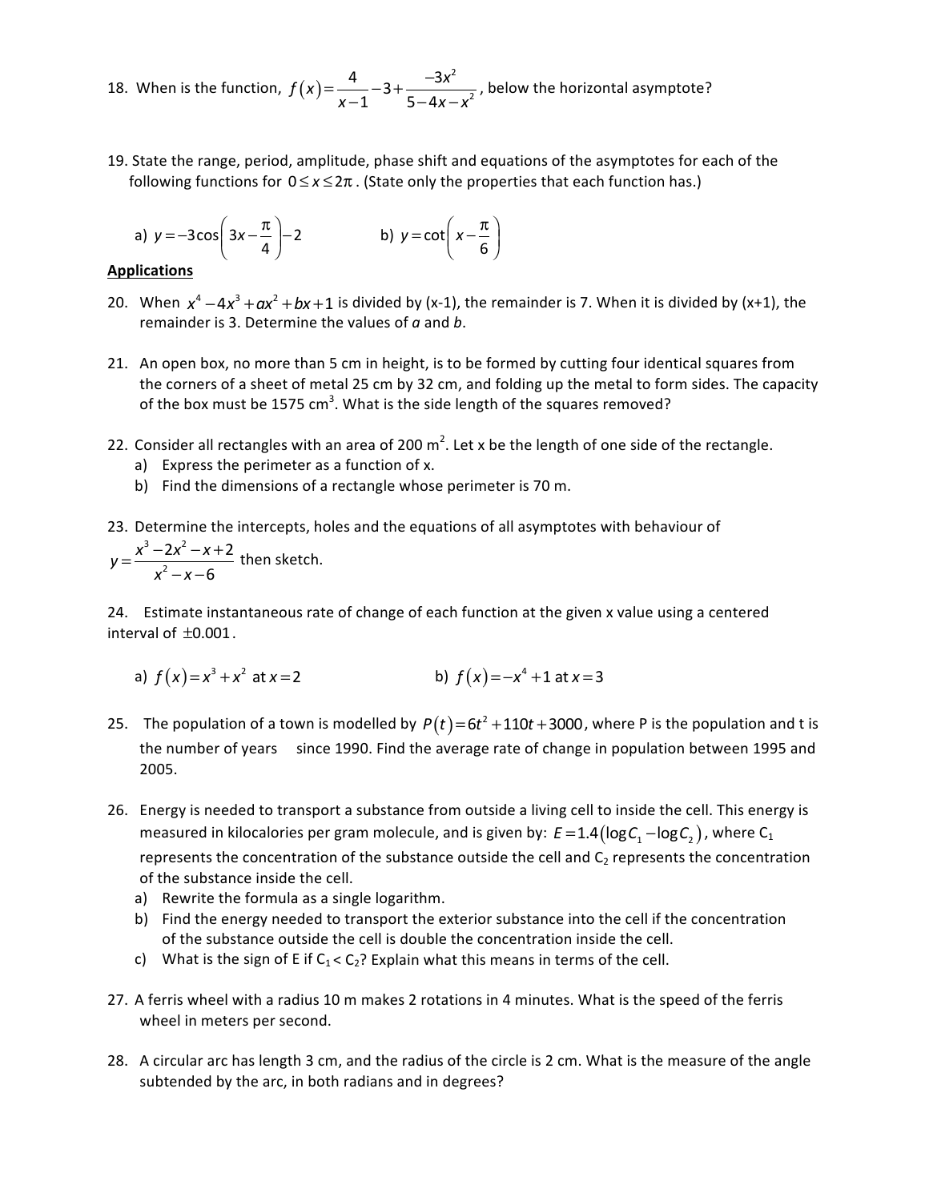18. When is the function, $f(x)=\frac{4}{x-1}-3+\frac{-3x^2}{5-4x-x^2}$, below the horizontal asymptote?

19. State the range, period, amplitude, phase shift and equations of the asymptotes for each of the following functions for $0 \le x \le 2\pi$. (State only the properties that each function has.)

    a) $y=-3\cos\left(3x-\frac{\pi}{4}\right)-2$ b) $y=\cot\left(x-\frac{\pi}{6}\right)$

**Applications**

20. When $x^4-4x^3+ax^2+bx+1$ is divided by (x-1), the remainder is 7. When it is divided by (x+1), the remainder is 3. Determine the values of *a* and *b*.

21. An open box, no more than 5 cm in height, is to be formed by cutting four identical squares from the corners of a sheet of metal 25 cm by 32 cm, and folding up the metal to form sides. The capacity of the box must be 1575 cm$^3$. What is the side length of the squares removed?

22. Consider all rectangles with an area of 200 m$^2$. Let x be the length of one side of the rectangle.
    a) Express the perimeter as a function of x.
    b) Find the dimensions of a rectangle whose perimeter is 70 m.

23. Determine the intercepts, holes and the equations of all asymptotes with behaviour of $y=\frac{x^3-2x^2-x+2}{x^2-x-6}$ then sketch.

24. Estimate instantaneous rate of change of each function at the given x value using a centered interval of $\pm 0.001$.

    a) $f(x)=x^3+x^2$ at $x=2$ b) $f(x)=-x^4+1$ at $x=3$

25. The population of a town is modelled by $P(t)=6t^2+110t+3000$, where P is the population and t is the number of years since 1990. Find the average rate of change in population between 1995 and 2005.

26. Energy is needed to transport a substance from outside a living cell to inside the cell. This energy is measured in kilocalories per gram molecule, and is given by: $E=1.4(\log C_1-\log C_2)$, where $C_1$ represents the concentration of the substance outside the cell and $C_2$ represents the concentration of the substance inside the cell.
    a) Rewrite the formula as a single logarithm.
    b) Find the energy needed to transport the exterior substance into the cell if the concentration of the substance outside the cell is double the concentration inside the cell.
    c) What is the sign of E if $C_1 < C_2$? Explain what this means in terms of the cell.

27. A ferris wheel with a radius 10 m makes 2 rotations in 4 minutes. What is the speed of the ferris wheel in meters per second.

28. A circular arc has length 3 cm, and the radius of the circle is 2 cm. What is the measure of the angle subtended by the arc, in both radians and in degrees?